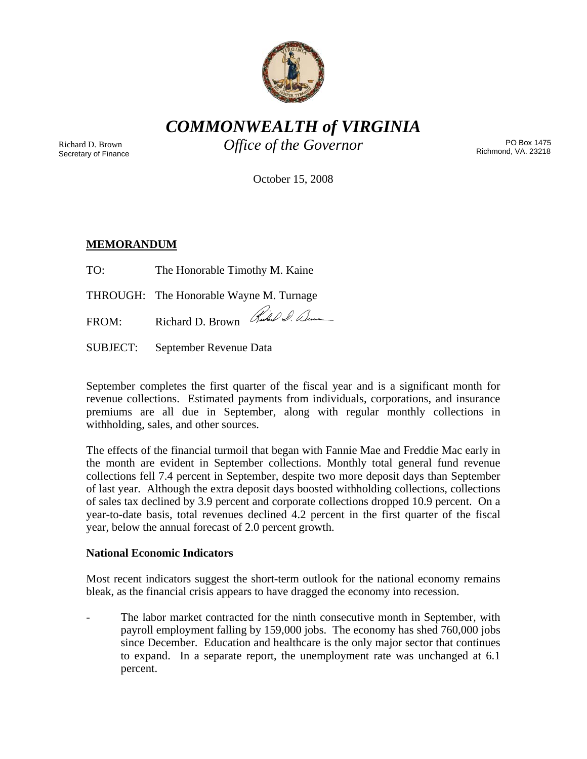# *COMMONWEALTH of VIRGINIA*

## *Office of the Governor*

Richard D. Brown
Secretary of Finance

PO Box 1475
Richmond, VA. 23218

October 15, 2008

**MEMORANDUM**

TO: The Honorable Timothy M. Kaine

THROUGH: The Honorable Wayne M. Turnage

FROM: Richard D. Brown

SUBJECT: September Revenue Data

September completes the first quarter of the fiscal year and is a significant month for revenue collections. Estimated payments from individuals, corporations, and insurance premiums are all due in September, along with regular monthly collections in withholding, sales, and other sources.

The effects of the financial turmoil that began with Fannie Mae and Freddie Mac early in the month are evident in September collections. Monthly total general fund revenue collections fell 7.4 percent in September, despite two more deposit days than September of last year. Although the extra deposit days boosted withholding collections, collections of sales tax declined by 3.9 percent and corporate collections dropped 10.9 percent. On a year-to-date basis, total revenues declined 4.2 percent in the first quarter of the fiscal year, below the annual forecast of 2.0 percent growth.

**National Economic Indicators**

Most recent indicators suggest the short-term outlook for the national economy remains bleak, as the financial crisis appears to have dragged the economy into recession.

- The labor market contracted for the ninth consecutive month in September, with payroll employment falling by 159,000 jobs. The economy has shed 760,000 jobs since December. Education and healthcare is the only major sector that continues to expand. In a separate report, the unemployment rate was unchanged at 6.1 percent.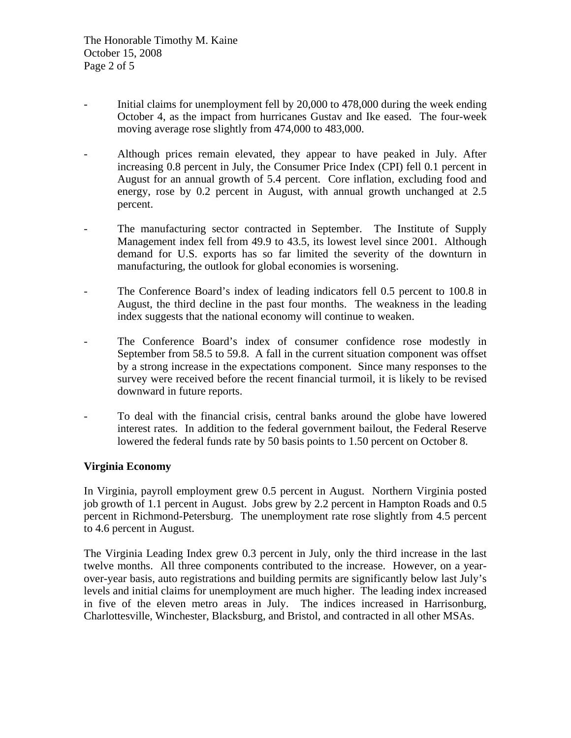- Initial claims for unemployment fell by 20,000 to 478,000 during the week ending October 4, as the impact from hurricanes Gustav and Ike eased. The four-week moving average rose slightly from 474,000 to 483,000.

- Although prices remain elevated, they appear to have peaked in July. After increasing 0.8 percent in July, the Consumer Price Index (CPI) fell 0.1 percent in August for an annual growth of 5.4 percent. Core inflation, excluding food and energy, rose by 0.2 percent in August, with annual growth unchanged at 2.5 percent.

- The manufacturing sector contracted in September. The Institute of Supply Management index fell from 49.9 to 43.5, its lowest level since 2001. Although demand for U.S. exports has so far limited the severity of the downturn in manufacturing, the outlook for global economies is worsening.

- The Conference Board's index of leading indicators fell 0.5 percent to 100.8 in August, the third decline in the past four months. The weakness in the leading index suggests that the national economy will continue to weaken.

- The Conference Board's index of consumer confidence rose modestly in September from 58.5 to 59.8. A fall in the current situation component was offset by a strong increase in the expectations component. Since many responses to the survey were received before the recent financial turmoil, it is likely to be revised downward in future reports.

- To deal with the financial crisis, central banks around the globe have lowered interest rates. In addition to the federal government bailout, the Federal Reserve lowered the federal funds rate by 50 basis points to 1.50 percent on October 8.

**Virginia Economy**

In Virginia, payroll employment grew 0.5 percent in August. Northern Virginia posted job growth of 1.1 percent in August. Jobs grew by 2.2 percent in Hampton Roads and 0.5 percent in Richmond-Petersburg. The unemployment rate rose slightly from 4.5 percent to 4.6 percent in August.

The Virginia Leading Index grew 0.3 percent in July, only the third increase in the last twelve months. All three components contributed to the increase. However, on a year-over-year basis, auto registrations and building permits are significantly below last July's levels and initial claims for unemployment are much higher. The leading index increased in five of the eleven metro areas in July. The indices increased in Harrisonburg, Charlottesville, Winchester, Blacksburg, and Bristol, and contracted in all other MSAs.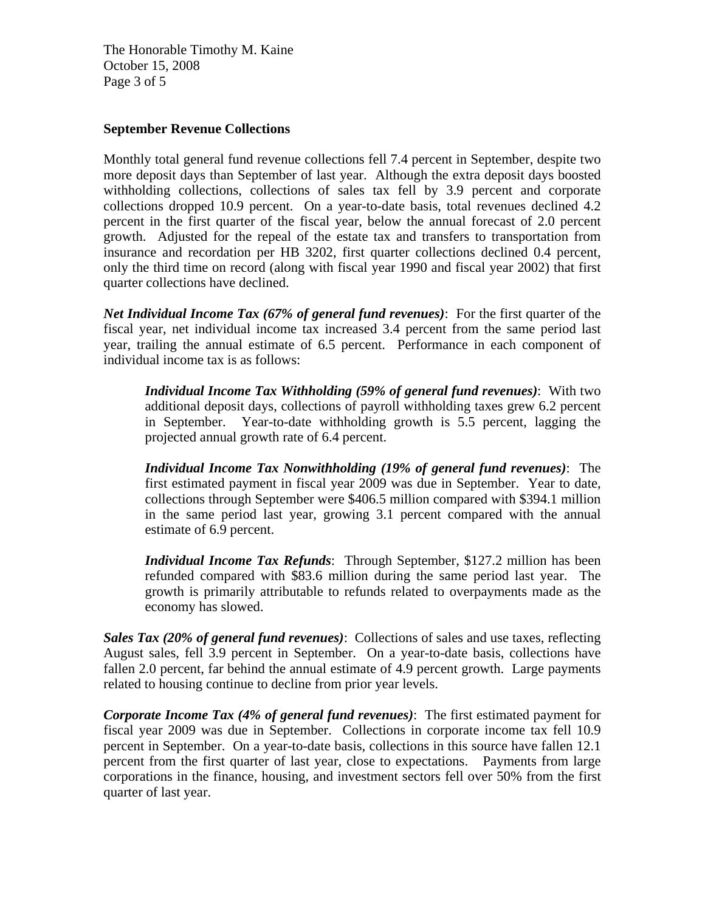## September Revenue Collections

Monthly total general fund revenue collections fell 7.4 percent in September, despite two more deposit days than September of last year. Although the extra deposit days boosted withholding collections, collections of sales tax fell by 3.9 percent and corporate collections dropped 10.9 percent. On a year-to-date basis, total revenues declined 4.2 percent in the first quarter of the fiscal year, below the annual forecast of 2.0 percent growth. Adjusted for the repeal of the estate tax and transfers to transportation from insurance and recordation per HB 3202, first quarter collections declined 0.4 percent, only the third time on record (along with fiscal year 1990 and fiscal year 2002) that first quarter collections have declined.

***Net Individual Income Tax (67% of general fund revenues)***: For the first quarter of the fiscal year, net individual income tax increased 3.4 percent from the same period last year, trailing the annual estimate of 6.5 percent. Performance in each component of individual income tax is as follows:

> ***Individual Income Tax Withholding (59% of general fund revenues)***: With two additional deposit days, collections of payroll withholding taxes grew 6.2 percent in September. Year-to-date withholding growth is 5.5 percent, lagging the projected annual growth rate of 6.4 percent.
>
> ***Individual Income Tax Nonwithholding (19% of general fund revenues)***: The first estimated payment in fiscal year 2009 was due in September. Year to date, collections through September were $406.5 million compared with $394.1 million in the same period last year, growing 3.1 percent compared with the annual estimate of 6.9 percent.
>
> ***Individual Income Tax Refunds***: Through September, $127.2 million has been refunded compared with $83.6 million during the same period last year. The growth is primarily attributable to refunds related to overpayments made as the economy has slowed.

***Sales Tax (20% of general fund revenues)***: Collections of sales and use taxes, reflecting August sales, fell 3.9 percent in September. On a year-to-date basis, collections have fallen 2.0 percent, far behind the annual estimate of 4.9 percent growth. Large payments related to housing continue to decline from prior year levels.

***Corporate Income Tax (4% of general fund revenues)***: The first estimated payment for fiscal year 2009 was due in September. Collections in corporate income tax fell 10.9 percent in September. On a year-to-date basis, collections in this source have fallen 12.1 percent from the first quarter of last year, close to expectations. Payments from large corporations in the finance, housing, and investment sectors fell over 50% from the first quarter of last year.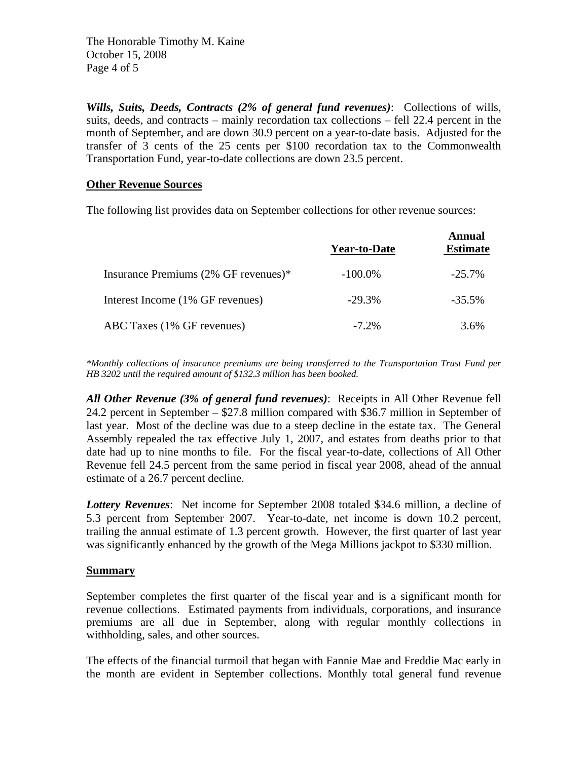***Wills, Suits, Deeds, Contracts (2% of general fund revenues)***: Collections of wills, suits, deeds, and contracts – mainly recordation tax collections – fell 22.4 percent in the month of September, and are down 30.9 percent on a year-to-date basis. Adjusted for the transfer of 3 cents of the 25 cents per $100 recordation tax to the Commonwealth Transportation Fund, year-to-date collections are down 23.5 percent.

## Other Revenue Sources

The following list provides data on September collections for other revenue sources:

| | Year-to-Date | Annual Estimate |
|---|---|---|
| Insurance Premiums (2% GF revenues)* | -100.0% | -25.7% |
| Interest Income (1% GF revenues) | -29.3% | -35.5% |
| ABC Taxes (1% GF revenues) | -7.2% | 3.6% |

*\*Monthly collections of insurance premiums are being transferred to the Transportation Trust Fund per HB 3202 until the required amount of $132.3 million has been booked.*

***All Other Revenue (3% of general fund revenues)***: Receipts in All Other Revenue fell 24.2 percent in September – $27.8 million compared with $36.7 million in September of last year. Most of the decline was due to a steep decline in the estate tax. The General Assembly repealed the tax effective July 1, 2007, and estates from deaths prior to that date had up to nine months to file. For the fiscal year-to-date, collections of All Other Revenue fell 24.5 percent from the same period in fiscal year 2008, ahead of the annual estimate of a 26.7 percent decline.

***Lottery Revenues***: Net income for September 2008 totaled $34.6 million, a decline of 5.3 percent from September 2007. Year-to-date, net income is down 10.2 percent, trailing the annual estimate of 1.3 percent growth. However, the first quarter of last year was significantly enhanced by the growth of the Mega Millions jackpot to $330 million.

## Summary

September completes the first quarter of the fiscal year and is a significant month for revenue collections. Estimated payments from individuals, corporations, and insurance premiums are all due in September, along with regular monthly collections in withholding, sales, and other sources.

The effects of the financial turmoil that began with Fannie Mae and Freddie Mac early in the month are evident in September collections. Monthly total general fund revenue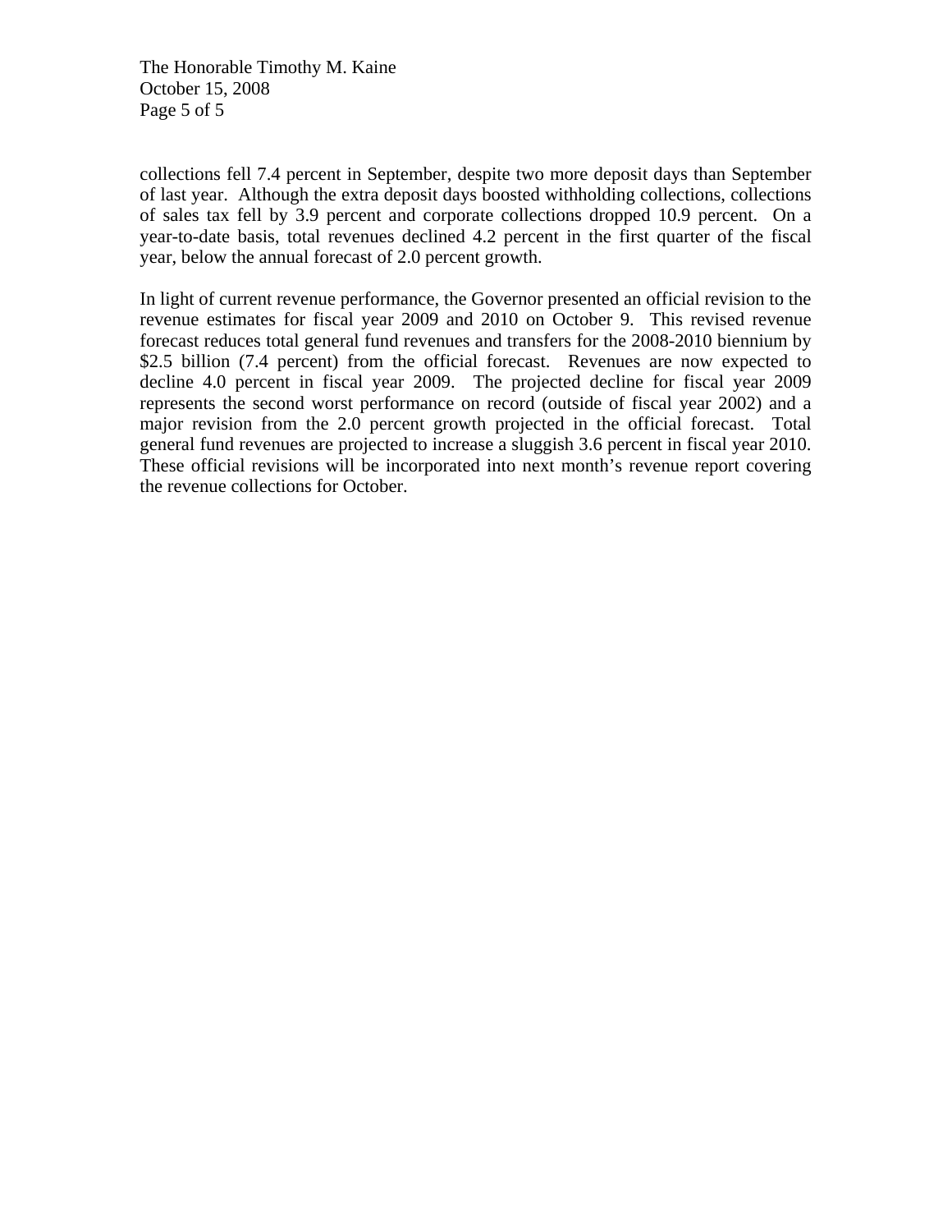collections fell 7.4 percent in September, despite two more deposit days than September of last year. Although the extra deposit days boosted withholding collections, collections of sales tax fell by 3.9 percent and corporate collections dropped 10.9 percent. On a year-to-date basis, total revenues declined 4.2 percent in the first quarter of the fiscal year, below the annual forecast of 2.0 percent growth.

In light of current revenue performance, the Governor presented an official revision to the revenue estimates for fiscal year 2009 and 2010 on October 9. This revised revenue forecast reduces total general fund revenues and transfers for the 2008-2010 biennium by $2.5 billion (7.4 percent) from the official forecast. Revenues are now expected to decline 4.0 percent in fiscal year 2009. The projected decline for fiscal year 2009 represents the second worst performance on record (outside of fiscal year 2002) and a major revision from the 2.0 percent growth projected in the official forecast. Total general fund revenues are projected to increase a sluggish 3.6 percent in fiscal year 2010. These official revisions will be incorporated into next month's revenue report covering the revenue collections for October.